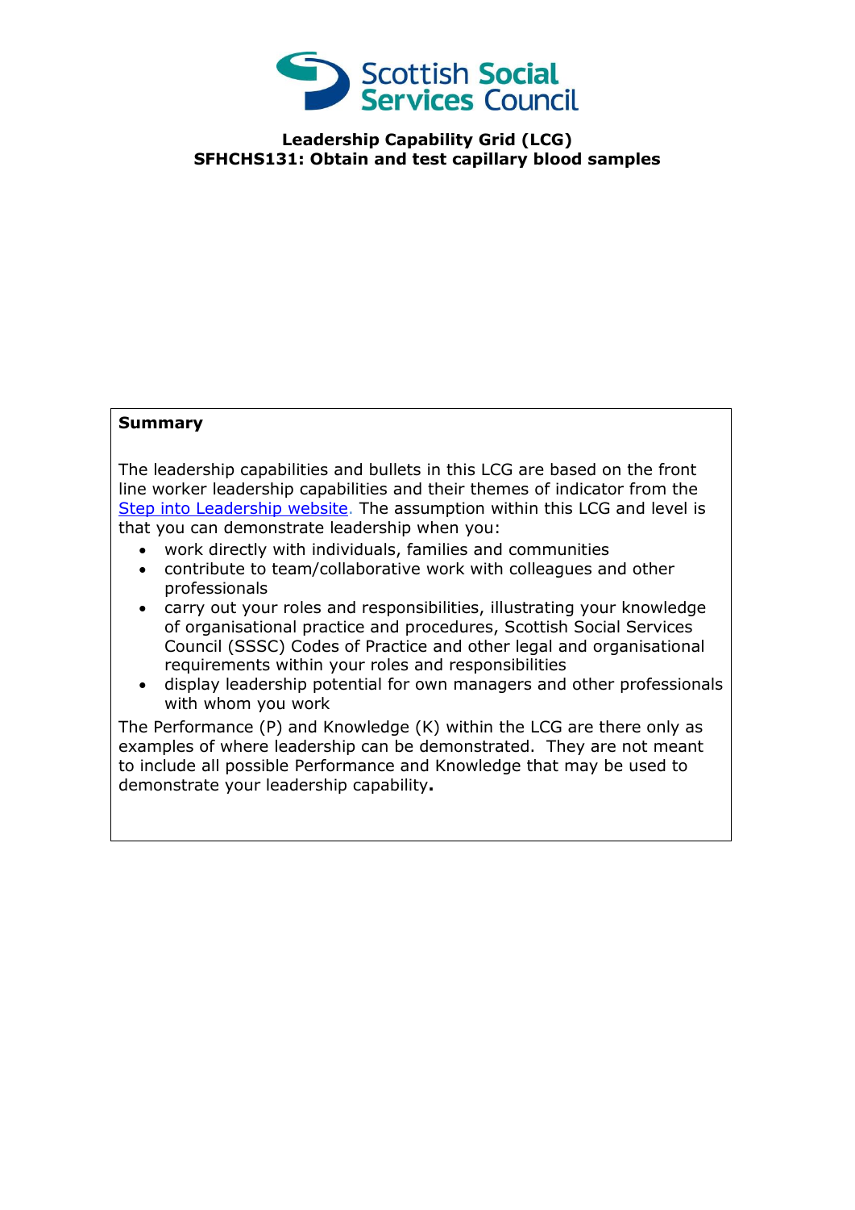Scottish Social Services Council

**Leadership Capability Grid (LCG)**
**SFHCHS131: Obtain and test capillary blood samples**

**Summary**

The leadership capabilities and bullets in this LCG are based on the front line worker leadership capabilities and their themes of indicator from the [Step into Leadership website](). The assumption within this LCG and level is that you can demonstrate leadership when you:

- work directly with individuals, families and communities
- contribute to team/collaborative work with colleagues and other professionals
- carry out your roles and responsibilities, illustrating your knowledge of organisational practice and procedures, Scottish Social Services Council (SSSC) Codes of Practice and other legal and organisational requirements within your roles and responsibilities
- display leadership potential for own managers and other professionals with whom you work

The Performance (P) and Knowledge (K) within the LCG are there only as examples of where leadership can be demonstrated. They are not meant to include all possible Performance and Knowledge that may be used to demonstrate your leadership capability**.**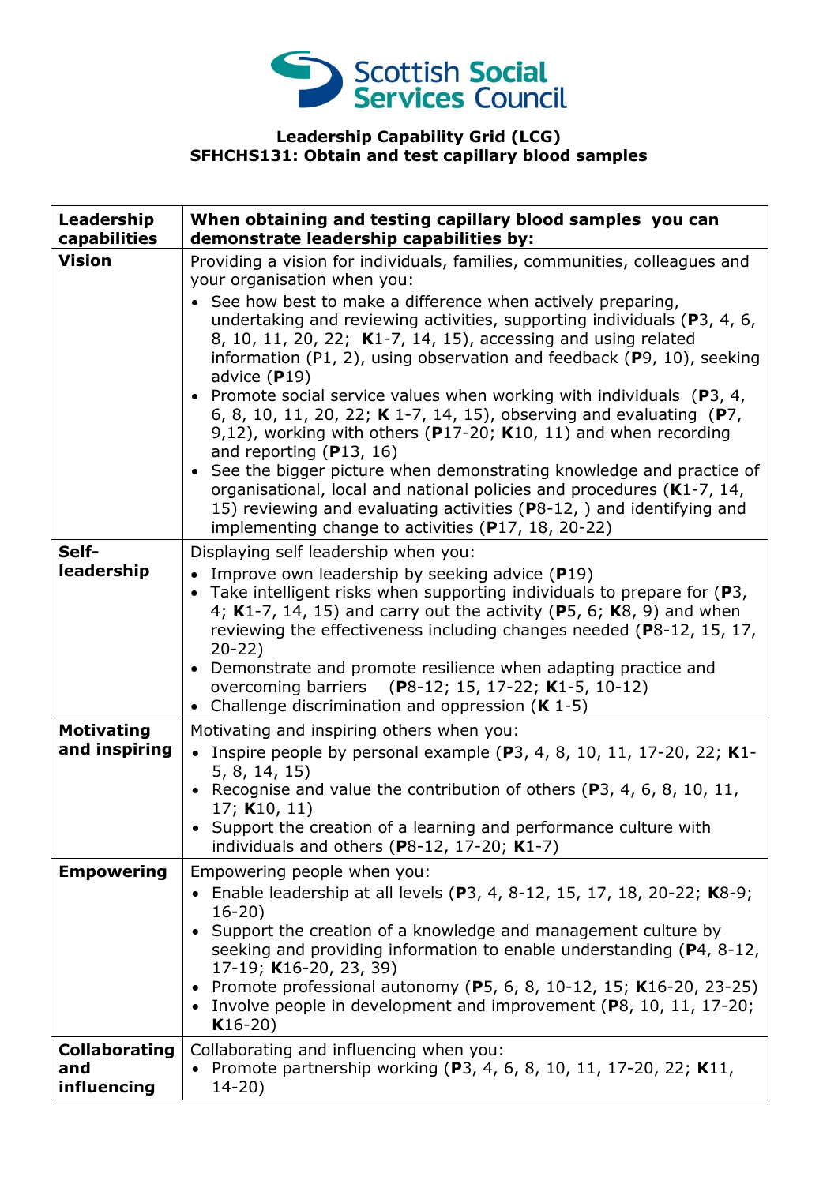Scottish Social Services Council

**Leadership Capability Grid (LCG)**
**SFHCHS131: Obtain and test capillary blood samples**

| **Leadership capabilities** | **When obtaining and testing capillary blood samples you can demonstrate leadership capabilities by:** |
|---|---|
| **Vision** | Providing a vision for individuals, families, communities, colleagues and your organisation when you:<br>• See how best to make a difference when actively preparing, undertaking and reviewing activities, supporting individuals (**P**3, 4, 6, 8, 10, 11, 20, 22; **K**1-7, 14, 15), accessing and using related information (P1, 2), using observation and feedback (**P**9, 10), seeking advice (**P**19)<br>• Promote social service values when working with individuals (**P**3, 4, 6, 8, 10, 11, 20, 22; **K** 1-7, 14, 15), observing and evaluating (**P**7, 9,12), working with others (**P**17-20; **K**10, 11) and when recording and reporting (**P**13, 16)<br>• See the bigger picture when demonstrating knowledge and practice of organisational, local and national policies and procedures (**K**1-7, 14, 15) reviewing and evaluating activities (**P**8-12, ) and identifying and implementing change to activities (**P**17, 18, 20-22) |
| **Self-leadership** | Displaying self leadership when you:<br>• Improve own leadership by seeking advice (**P**19)<br>• Take intelligent risks when supporting individuals to prepare for (**P**3, 4; **K**1-7, 14, 15) and carry out the activity (**P**5, 6; **K**8, 9) and when reviewing the effectiveness including changes needed (**P**8-12, 15, 17, 20-22)<br>• Demonstrate and promote resilience when adapting practice and overcoming barriers (**P**8-12; 15, 17-22; **K**1-5, 10-12)<br>• Challenge discrimination and oppression (**K** 1-5) |
| **Motivating and inspiring** | Motivating and inspiring others when you:<br>• Inspire people by personal example (**P**3, 4, 8, 10, 11, 17-20, 22; **K**1-5, 8, 14, 15)<br>• Recognise and value the contribution of others (**P**3, 4, 6, 8, 10, 11, 17; **K**10, 11)<br>• Support the creation of a learning and performance culture with individuals and others (**P**8-12, 17-20; **K**1-7) |
| **Empowering** | Empowering people when you:<br>• Enable leadership at all levels (**P**3, 4, 8-12, 15, 17, 18, 20-22; **K**8-9; 16-20)<br>• Support the creation of a knowledge and management culture by seeking and providing information to enable understanding (**P**4, 8-12, 17-19; **K**16-20, 23, 39)<br>• Promote professional autonomy (**P**5, 6, 8, 10-12, 15; **K**16-20, 23-25)<br>• Involve people in development and improvement (**P**8, 10, 11, 17-20; **K**16-20) |
| **Collaborating and influencing** | Collaborating and influencing when you:<br>• Promote partnership working (**P**3, 4, 6, 8, 10, 11, 17-20, 22; **K**11, 14-20) |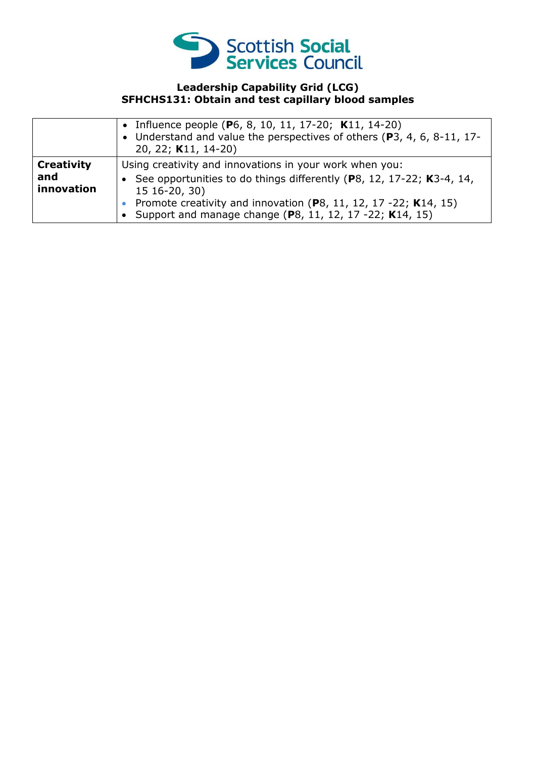**Leadership Capability Grid (LCG)**
**SFHCHS131: Obtain and test capillary blood samples**

| | |
|---|---|
| | • Influence people (**P**6, 8, 10, 11, 17-20; **K**11, 14-20)<br>• Understand and value the perspectives of others (**P**3, 4, 6, 8-11, 17-20, 22; **K**11, 14-20) |
| **Creativity and innovation** | Using creativity and innovations in your work when you:<br>• See opportunities to do things differently (**P**8, 12, 17-22; **K**3-4, 14, 15 16-20, 30)<br>• Promote creativity and innovation (**P**8, 11, 12, 17 -22; **K**14, 15)<br>• Support and manage change (**P**8, 11, 12, 17 -22; **K**14, 15) |